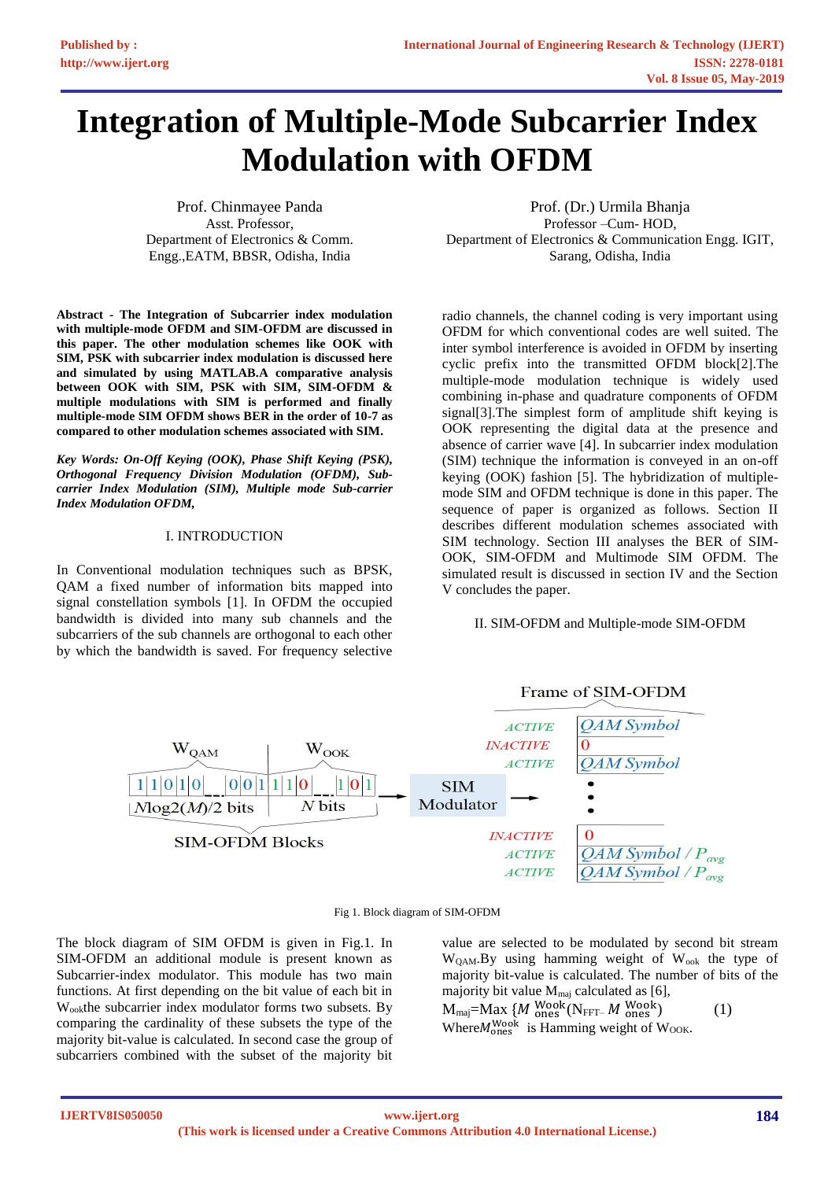# Integration of Multiple-Mode Subcarrier Index Modulation with OFDM

Prof. Chinmayee Panda
Asst. Professor,
Department of Electronics & Comm. Engg.,EATM, BBSR, Odisha, India

Prof. (Dr.) Urmila Bhanja
Professor –Cum- HOD,
Department of Electronics & Communication Engg. IGIT, Sarang, Odisha, India

**Abstract - The Integration of Subcarrier index modulation with multiple-mode OFDM and SIM-OFDM are discussed in this paper. The other modulation schemes like OOK with SIM, PSK with subcarrier index modulation is discussed here and simulated by using MATLAB.A comparative analysis between OOK with SIM, PSK with SIM, SIM-OFDM & multiple modulations with SIM is performed and finally multiple-mode SIM OFDM shows BER in the order of 10-7 as compared to other modulation schemes associated with SIM.**

***Key Words: On-Off Keying (OOK), Phase Shift Keying (PSK), Orthogonal Frequency Division Modulation (OFDM), Sub-carrier Index Modulation (SIM), Multiple mode Sub-carrier Index Modulation OFDM,***

## I. INTRODUCTION

In Conventional modulation techniques such as BPSK, QAM a fixed number of information bits mapped into signal constellation symbols [1]. In OFDM the occupied bandwidth is divided into many sub channels and the subcarriers of the sub channels are orthogonal to each other by which the bandwidth is saved. For frequency selective radio channels, the channel coding is very important using OFDM for which conventional codes are well suited. The inter symbol interference is avoided in OFDM by inserting cyclic prefix into the transmitted OFDM block[2].The multiple-mode modulation technique is widely used combining in-phase and quadrature components of OFDM signal[3].The simplest form of amplitude shift keying is OOK representing the digital data at the presence and absence of carrier wave [4]. In subcarrier index modulation (SIM) technique the information is conveyed in an on-off keying (OOK) fashion [5]. The hybridization of multiple-mode SIM and OFDM technique is done in this paper. The sequence of paper is organized as follows. Section II describes different modulation schemes associated with SIM technology. Section III analyses the BER of SIM-OOK, SIM-OFDM and Multimode SIM OFDM. The simulated result is discussed in section IV and the Section V concludes the paper.

## II. SIM-OFDM and Multiple-mode SIM-OFDM

Fig 1. Block diagram of SIM-OFDM

The block diagram of SIM OFDM is given in Fig.1. In SIM-OFDM an additional module is present known as Subcarrier-index modulator. This module has two main functions. At first depending on the bit value of each bit in $W_{ook}$the subcarrier index modulator forms two subsets. By comparing the cardinality of these subsets the type of the majority bit-value is calculated. In second case the group of subcarriers combined with the subset of the majority bit value are selected to be modulated by second bit stream $W_{QAM}$.By using hamming weight of $W_{ook}$ the type of majority bit-value is calculated. The number of bits of the majority bit value $M_{maj}$ calculated as [6],

$$M_{maj}=\text{Max}\,\{M^{Wook}_{ones}(N_{FFT}-M^{Wook}_{ones}) \qquad (1)$$

Where$M^{Wook}_{ones}$ is Hamming weight of $W_{OOK}$.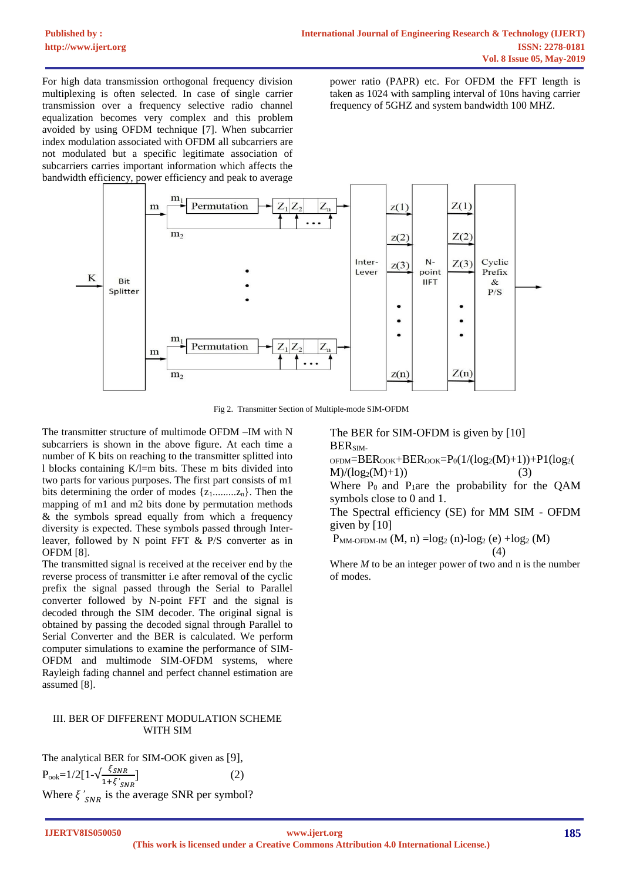For high data transmission orthogonal frequency division multiplexing is often selected. In case of single carrier transmission over a frequency selective radio channel equalization becomes very complex and this problem avoided by using OFDM technique [7]. When subcarrier index modulation associated with OFDM all subcarriers are not modulated but a specific legitimate association of subcarriers carries important information which affects the bandwidth efficiency, power efficiency and peak to average power ratio (PAPR) etc. For OFDM the FFT length is taken as 1024 with sampling interval of 10ns having carrier frequency of 5GHZ and system bandwidth 100 MHZ.

Fig 2. Transmitter Section of Multiple-mode SIM-OFDM

The transmitter structure of multimode OFDM –IM with N subcarriers is shown in the above figure. At each time a number of K bits on reaching to the transmitter splitted into l blocks containing K/l=m bits. These m bits divided into two parts for various purposes. The first part consists of m1 bits determining the order of modes $\{z_1 \ldots\ldots z_n\}$. Then the mapping of m1 and m2 bits done by permutation methods & the symbols spread equally from which a frequency diversity is expected. These symbols passed through Inter-leaver, followed by N point FFT & P/S converter as in OFDM [8].

The transmitted signal is received at the receiver end by the reverse process of transmitter i.e after removal of the cyclic prefix the signal passed through the Serial to Parallel converter followed by N-point FFT and the signal is decoded through the SIM decoder. The original signal is obtained by passing the decoded signal through Parallel to Serial Converter and the BER is calculated. We perform computer simulations to examine the performance of SIM-OFDM and multimode SIM-OFDM systems, where Rayleigh fading channel and perfect channel estimation are assumed [8].

## III. BER OF DIFFERENT MODULATION SCHEME WITH SIM

The analytical BER for SIM-OOK given as [9],

$$P_{ook}=1/2[1-\sqrt{\frac{\xi_{SNR}}{1+\xi'_{SNR}}}] \qquad (2)$$

Where $\xi'_{SNR}$ is the average SNR per symbol?

The BER for SIM-OFDM is given by [10]

$$BER_{SIM\text{-}OFDM}=BER_{OOK}+BER_{OOK}=P_0(1/(\log_2(M)+1))+P1(\log_2(M)/(\log_2(M)+1)) \qquad (3)$$

Where $P_0$ and $P_1$are the probability for the QAM symbols close to 0 and 1.

The Spectral efficiency (SE) for MM SIM - OFDM given by [10]

$$P_{MM\text{-}OFDM\text{-}IM}\ (M, n) =\log_2 (n)-\log_2 (e) +\log_2 (M) \qquad (4)$$

Where *M* to be an integer power of two and n is the number of modes.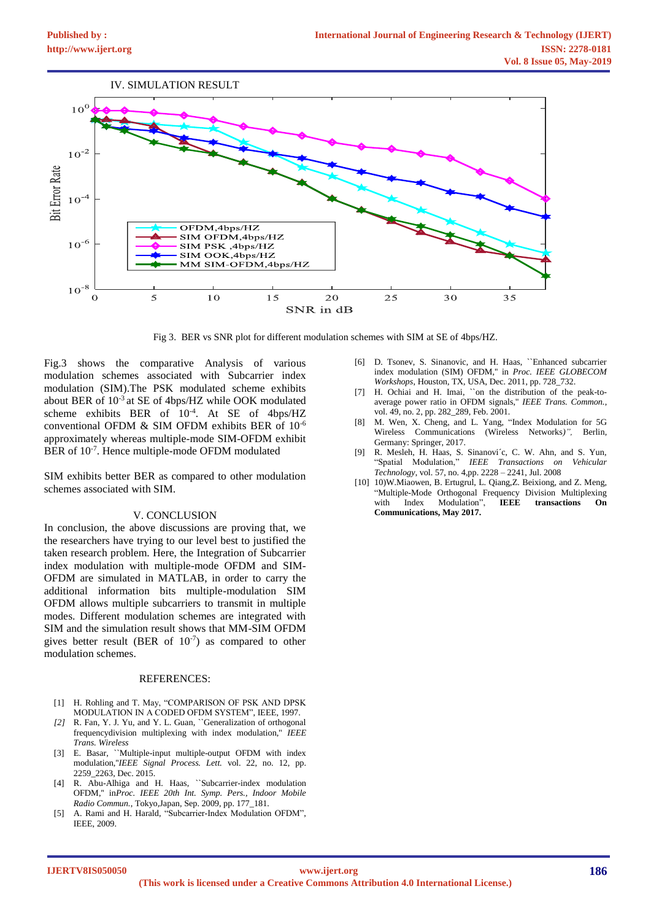## IV. SIMULATION RESULT

Fig 3. BER vs SNR plot for different modulation schemes with SIM at SE of 4bps/HZ.

Fig.3 shows the comparative Analysis of various modulation schemes associated with Subcarrier index modulation (SIM).The PSK modulated scheme exhibits about BER of $10^{-3}$ at SE of 4bps/HZ while OOK modulated scheme exhibits BER of $10^{-4}$. At SE of 4bps/HZ conventional OFDM & SIM OFDM exhibits BER of $10^{-6}$ approximately whereas multiple-mode SIM-OFDM exhibit BER of $10^{-7}$. Hence multiple-mode OFDM modulated

SIM exhibits better BER as compared to other modulation schemes associated with SIM.

## V. CONCLUSION

In conclusion, the above discussions are proving that, we the researchers have trying to our level best to justified the taken research problem. Here, the Integration of Subcarrier index modulation with multiple-mode OFDM and SIM-OFDM are simulated in MATLAB, in order to carry the additional information bits multiple-modulation SIM OFDM allows multiple subcarriers to transmit in multiple modes. Different modulation schemes are integrated with SIM and the simulation result shows that MM-SIM OFDM gives better result (BER of $10^{-7}$) as compared to other modulation schemes.

## REFERENCES:

[1] H. Rohling and T. May, "COMPARISON OF PSK AND DPSK MODULATION IN A CODED OFDM SYSTEM", IEEE, 1997.

[2] R. Fan, Y. J. Yu, and Y. L. Guan, ``Generalization of orthogonal frequencydivision multiplexing with index modulation,'' *IEEE Trans. Wireless*

[3] E. Basar, ``Multiple-input multiple-output OFDM with index modulation,''*IEEE Signal Process. Lett.* vol. 22, no. 12, pp. 2259_2263, Dec. 2015.

[4] R. Abu-Alhiga and H. Haas, ``Subcarrier-index modulation OFDM,'' in*Proc. IEEE 20th Int. Symp. Pers., Indoor Mobile Radio Commun.*, Tokyo,Japan, Sep. 2009, pp. 177_181.

[5] A. Rami and H. Harald, "Subcarrier-Index Modulation OFDM", IEEE, 2009.

[6] D. Tsonev, S. Sinanovic, and H. Haas, ``Enhanced subcarrier index modulation (SIM) OFDM,'' in *Proc. IEEE GLOBECOM Workshops*, Houston, TX, USA, Dec. 2011, pp. 728_732.

[7] H. Ochiai and H. Imai, ``on the distribution of the peak-to-average power ratio in OFDM signals,'' *IEEE Trans. Common.*, vol. 49, no. 2, pp. 282_289, Feb. 2001.

[8] M. Wen, X. Cheng, and L. Yang, "Index Modulation for 5G Wireless Communications (Wireless Networks)*",* Berlin, Germany: Springer, 2017.

[9] R. Mesleh, H. Haas, S. Sinanovi´c, C. W. Ahn, and S. Yun, "Spatial Modulation," *IEEE Transactions on Vehicular Technology*, vol. 57, no. 4,pp. 2228 – 2241, Jul. 2008

[10] 10)W.Miaowen, B. Ertugrul, L. Qiang,Z. Beixiong, and Z. Meng, "Multiple-Mode Orthogonal Frequency Division Multiplexing with Index Modulation", **IEEE transactions On Communications, May 2017.**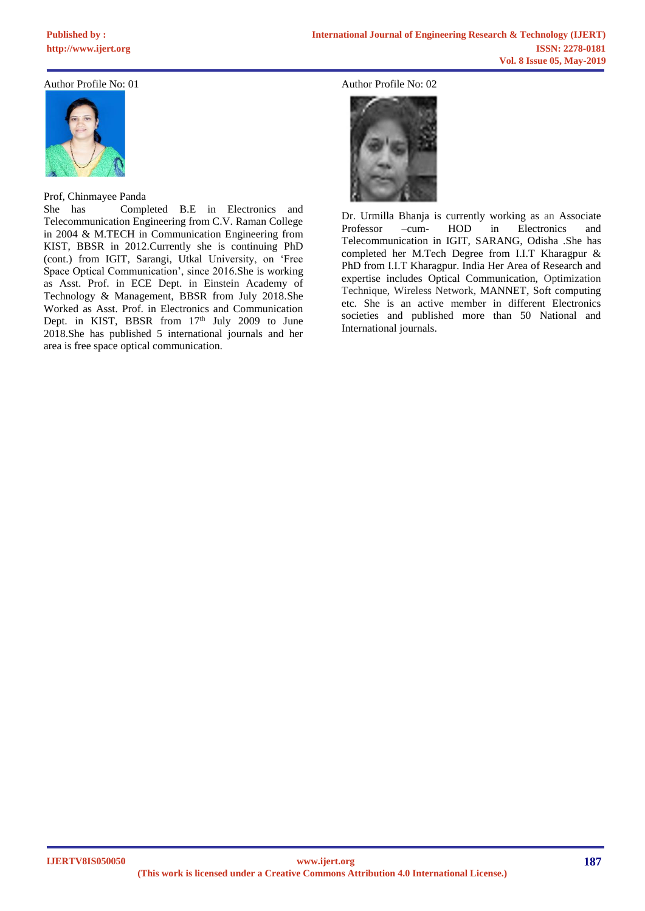Author Profile No: 01

Prof, Chinmayee Panda

She has Completed B.E in Electronics and Telecommunication Engineering from C.V. Raman College in 2004 & M.TECH in Communication Engineering from KIST, BBSR in 2012.Currently she is continuing PhD (cont.) from IGIT, Sarangi, Utkal University, on 'Free Space Optical Communication', since 2016.She is working as Asst. Prof. in ECE Dept. in Einstein Academy of Technology & Management, BBSR from July 2018.She Worked as Asst. Prof. in Electronics and Communication Dept. in KIST, BBSR from 17th July 2009 to June 2018.She has published 5 international journals and her area is free space optical communication.

Author Profile No: 02

Dr. Urmilla Bhanja is currently working as an Associate Professor –cum- HOD in Electronics and Telecommunication in IGIT, SARANG, Odisha .She has completed her M.Tech Degree from I.I.T Kharagpur & PhD from I.I.T Kharagpur. India Her Area of Research and expertise includes Optical Communication, Optimization Technique, Wireless Network, MANNET, Soft computing etc. She is an active member in different Electronics societies and published more than 50 National and International journals.